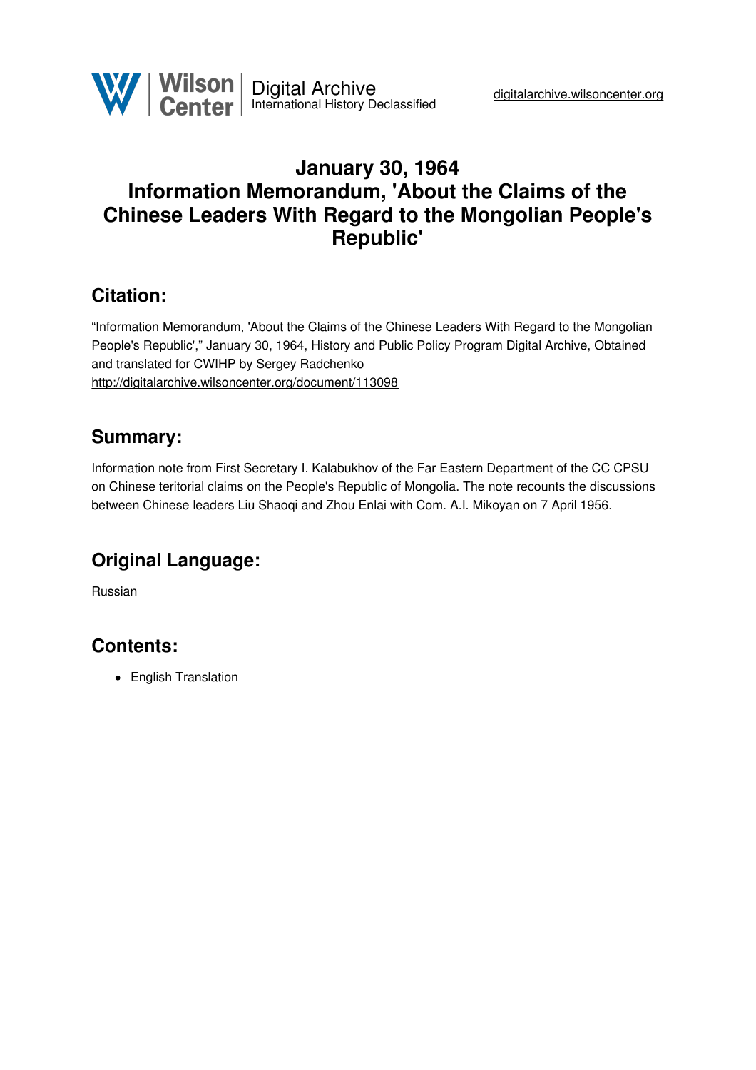# January 30, 1964
# Information Memorandum, 'About the Claims of the Chinese Leaders With Regard to the Mongolian People's Republic'

## Citation:

"Information Memorandum, 'About the Claims of the Chinese Leaders With Regard to the Mongolian People's Republic'," January 30, 1964, History and Public Policy Program Digital Archive, Obtained and translated for CWIHP by Sergey Radchenko
http://digitalarchive.wilsoncenter.org/document/113098

## Summary:

Information note from First Secretary I. Kalabukhov of the Far Eastern Department of the CC CPSU on Chinese teritorial claims on the People's Republic of Mongolia. The note recounts the discussions between Chinese leaders Liu Shaoqi and Zhou Enlai with Com. A.I. Mikoyan on 7 April 1956.

## Original Language:

Russian

## Contents:

- English Translation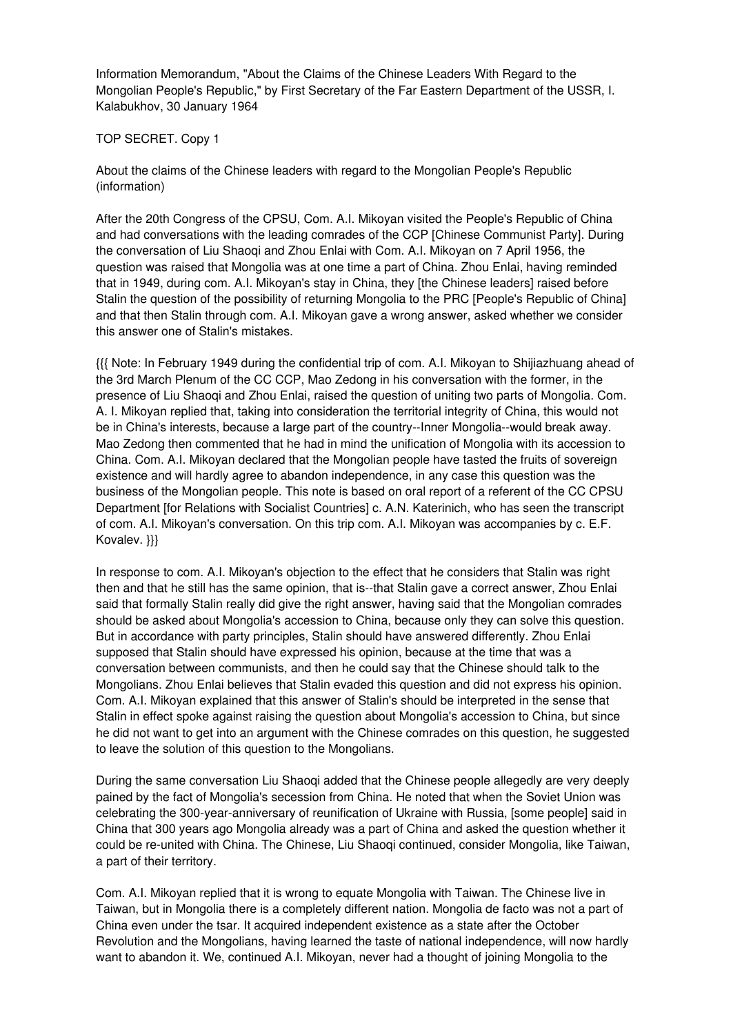Information Memorandum, "About the Claims of the Chinese Leaders With Regard to the Mongolian People's Republic," by First Secretary of the Far Eastern Department of the USSR, I. Kalabukhov, 30 January 1964

TOP SECRET. Copy 1

About the claims of the Chinese leaders with regard to the Mongolian People's Republic (information)

After the 20th Congress of the CPSU, Com. A.I. Mikoyan visited the People's Republic of China and had conversations with the leading comrades of the CCP [Chinese Communist Party]. During the conversation of Liu Shaoqi and Zhou Enlai with Com. A.I. Mikoyan on 7 April 1956, the question was raised that Mongolia was at one time a part of China. Zhou Enlai, having reminded that in 1949, during com. A.I. Mikoyan's stay in China, they [the Chinese leaders] raised before Stalin the question of the possibility of returning Mongolia to the PRC [People's Republic of China] and that then Stalin through com. A.I. Mikoyan gave a wrong answer, asked whether we consider this answer one of Stalin's mistakes.

{{{ Note: In February 1949 during the confidential trip of com. A.I. Mikoyan to Shijiazhuang ahead of the 3rd March Plenum of the CC CCP, Mao Zedong in his conversation with the former, in the presence of Liu Shaoqi and Zhou Enlai, raised the question of uniting two parts of Mongolia. Com. A. I. Mikoyan replied that, taking into consideration the territorial integrity of China, this would not be in China's interests, because a large part of the country--Inner Mongolia--would break away. Mao Zedong then commented that he had in mind the unification of Mongolia with its accession to China. Com. A.I. Mikoyan declared that the Mongolian people have tasted the fruits of sovereign existence and will hardly agree to abandon independence, in any case this question was the business of the Mongolian people. This note is based on oral report of a referent of the CC CPSU Department [for Relations with Socialist Countries] c. A.N. Katerinich, who has seen the transcript of com. A.I. Mikoyan's conversation. On this trip com. A.I. Mikoyan was accompanies by c. E.F. Kovalev. }}}

In response to com. A.I. Mikoyan's objection to the effect that he considers that Stalin was right then and that he still has the same opinion, that is--that Stalin gave a correct answer, Zhou Enlai said that formally Stalin really did give the right answer, having said that the Mongolian comrades should be asked about Mongolia's accession to China, because only they can solve this question. But in accordance with party principles, Stalin should have answered differently. Zhou Enlai supposed that Stalin should have expressed his opinion, because at the time that was a conversation between communists, and then he could say that the Chinese should talk to the Mongolians. Zhou Enlai believes that Stalin evaded this question and did not express his opinion. Com. A.I. Mikoyan explained that this answer of Stalin's should be interpreted in the sense that Stalin in effect spoke against raising the question about Mongolia's accession to China, but since he did not want to get into an argument with the Chinese comrades on this question, he suggested to leave the solution of this question to the Mongolians.

During the same conversation Liu Shaoqi added that the Chinese people allegedly are very deeply pained by the fact of Mongolia's secession from China. He noted that when the Soviet Union was celebrating the 300-year-anniversary of reunification of Ukraine with Russia, [some people] said in China that 300 years ago Mongolia already was a part of China and asked the question whether it could be re-united with China. The Chinese, Liu Shaoqi continued, consider Mongolia, like Taiwan, a part of their territory.

Com. A.I. Mikoyan replied that it is wrong to equate Mongolia with Taiwan. The Chinese live in Taiwan, but in Mongolia there is a completely different nation. Mongolia de facto was not a part of China even under the tsar. It acquired independent existence as a state after the October Revolution and the Mongolians, having learned the taste of national independence, will now hardly want to abandon it. We, continued A.I. Mikoyan, never had a thought of joining Mongolia to the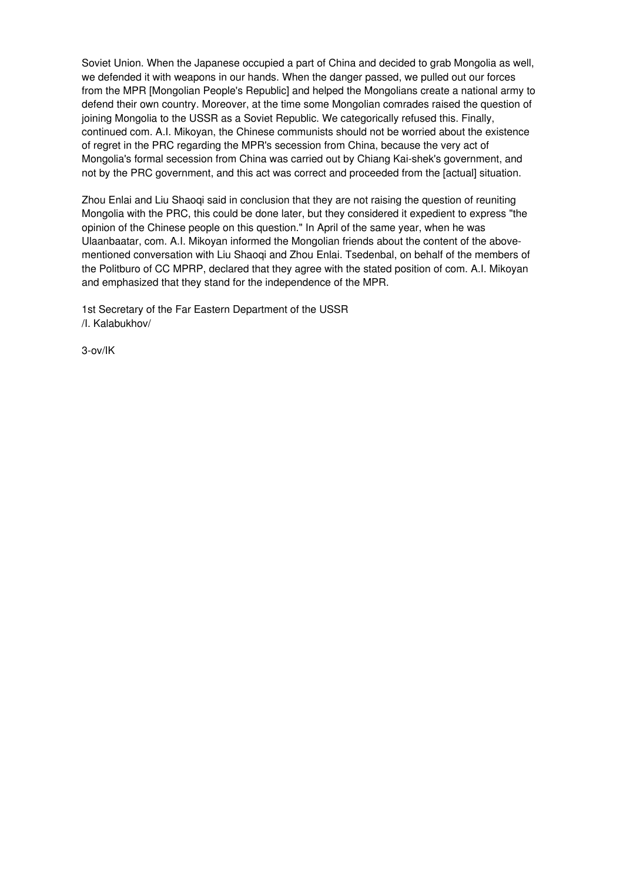Soviet Union. When the Japanese occupied a part of China and decided to grab Mongolia as well, we defended it with weapons in our hands. When the danger passed, we pulled out our forces from the MPR [Mongolian People's Republic] and helped the Mongolians create a national army to defend their own country. Moreover, at the time some Mongolian comrades raised the question of joining Mongolia to the USSR as a Soviet Republic. We categorically refused this. Finally, continued com. A.I. Mikoyan, the Chinese communists should not be worried about the existence of regret in the PRC regarding the MPR's secession from China, because the very act of Mongolia's formal secession from China was carried out by Chiang Kai-shek's government, and not by the PRC government, and this act was correct and proceeded from the [actual] situation.

Zhou Enlai and Liu Shaoqi said in conclusion that they are not raising the question of reuniting Mongolia with the PRC, this could be done later, but they considered it expedient to express "the opinion of the Chinese people on this question." In April of the same year, when he was Ulaanbaatar, com. A.I. Mikoyan informed the Mongolian friends about the content of the above-mentioned conversation with Liu Shaoqi and Zhou Enlai. Tsedenbal, on behalf of the members of the Politburo of CC MPRP, declared that they agree with the stated position of com. A.I. Mikoyan and emphasized that they stand for the independence of the MPR.

1st Secretary of the Far Eastern Department of the USSR
/I. Kalabukhov/

3-ov/IK